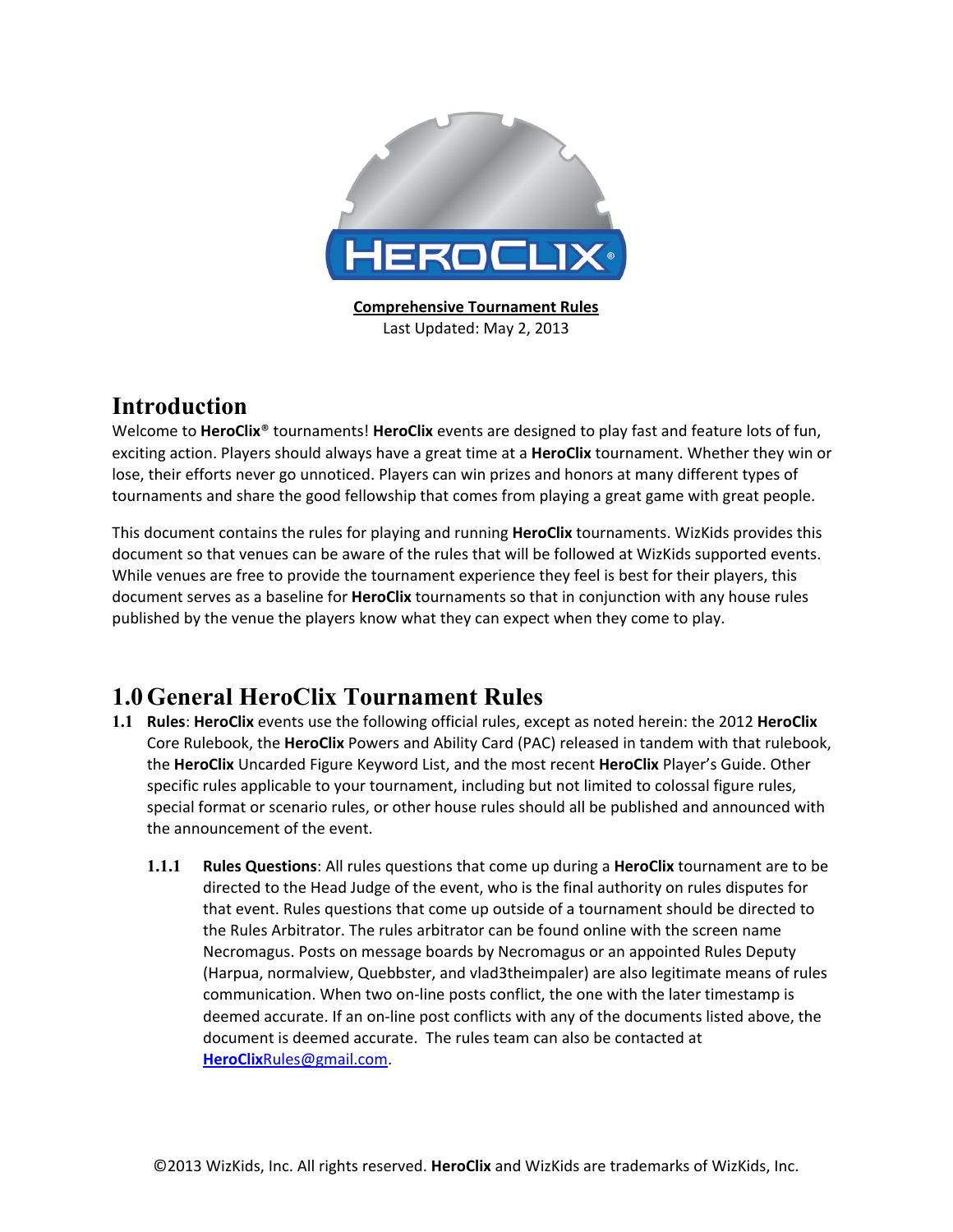**Comprehensive Tournament Rules**

Last Updated: May 2, 2013

# Introduction

Welcome to **HeroClix®** tournaments! **HeroClix** events are designed to play fast and feature lots of fun, exciting action. Players should always have a great time at a **HeroClix** tournament. Whether they win or lose, their efforts never go unnoticed. Players can win prizes and honors at many different types of tournaments and share the good fellowship that comes from playing a great game with great people.

This document contains the rules for playing and running **HeroClix** tournaments. WizKids provides this document so that venues can be aware of the rules that will be followed at WizKids supported events. While venues are free to provide the tournament experience they feel is best for their players, this document serves as a baseline for **HeroClix** tournaments so that in conjunction with any house rules published by the venue the players know what they can expect when they come to play.

# 1.0 General HeroClix Tournament Rules

**1.1 Rules**: **HeroClix** events use the following official rules, except as noted herein: the 2012 **HeroClix** Core Rulebook, the **HeroClix** Powers and Ability Card (PAC) released in tandem with that rulebook, the **HeroClix** Uncarded Figure Keyword List, and the most recent **HeroClix** Player's Guide. Other specific rules applicable to your tournament, including but not limited to colossal figure rules, special format or scenario rules, or other house rules should all be published and announced with the announcement of the event.

**1.1.1 Rules Questions**: All rules questions that come up during a **HeroClix** tournament are to be directed to the Head Judge of the event, who is the final authority on rules disputes for that event. Rules questions that come up outside of a tournament should be directed to the Rules Arbitrator. The rules arbitrator can be found online with the screen name Necromagus. Posts on message boards by Necromagus or an appointed Rules Deputy (Harpua, normalview, Quebbster, and vlad3theimpaler) are also legitimate means of rules communication. When two on-line posts conflict, the one with the later timestamp is deemed accurate. If an on-line post conflicts with any of the documents listed above, the document is deemed accurate. The rules team can also be contacted at **HeroClix**Rules@gmail.com.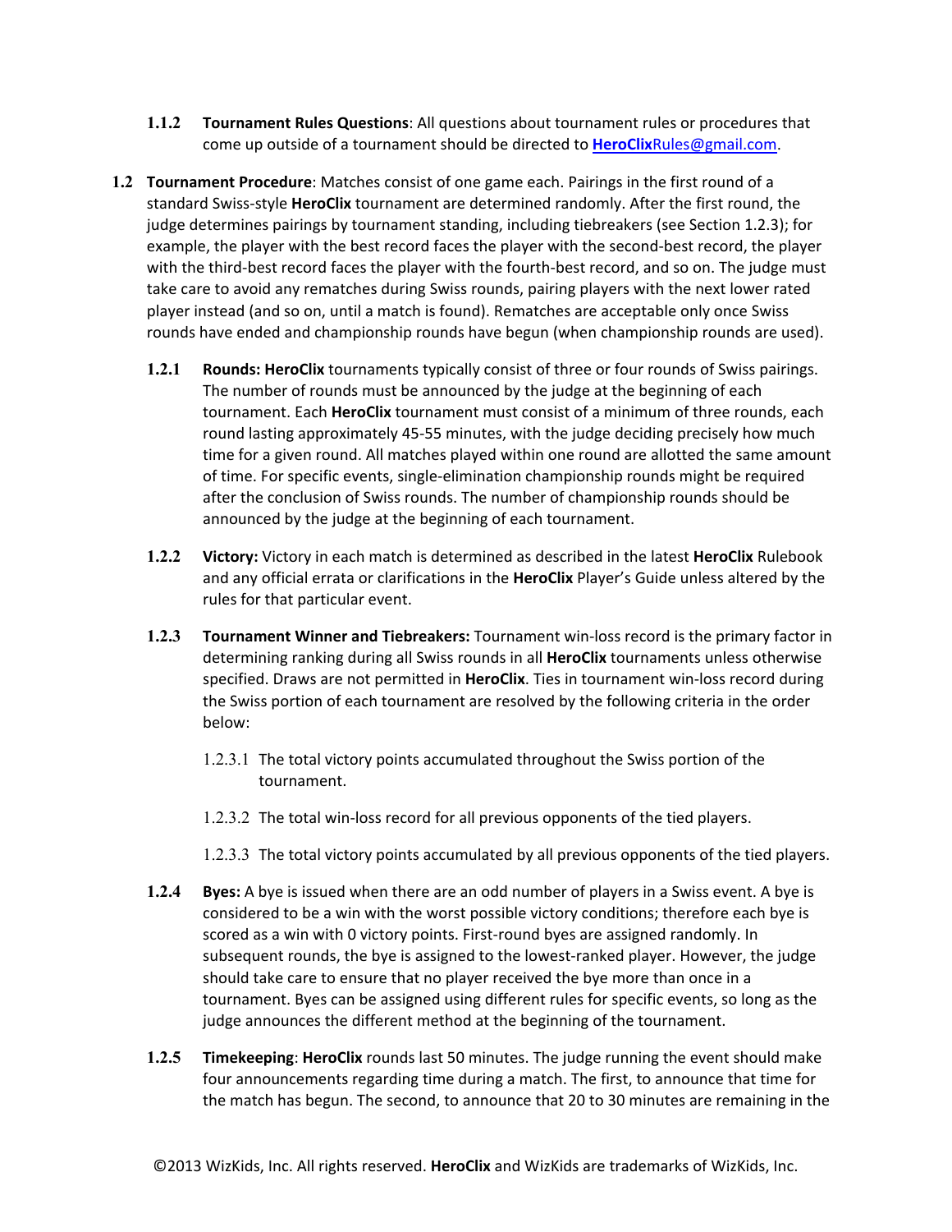**1.1.2 Tournament Rules Questions**: All questions about tournament rules or procedures that come up outside of a tournament should be directed to **HeroClix**Rules@gmail.com.

**1.2 Tournament Procedure**: Matches consist of one game each. Pairings in the first round of a standard Swiss-style **HeroClix** tournament are determined randomly. After the first round, the judge determines pairings by tournament standing, including tiebreakers (see Section 1.2.3); for example, the player with the best record faces the player with the second-best record, the player with the third-best record faces the player with the fourth-best record, and so on. The judge must take care to avoid any rematches during Swiss rounds, pairing players with the next lower rated player instead (and so on, until a match is found). Rematches are acceptable only once Swiss rounds have ended and championship rounds have begun (when championship rounds are used).

**1.2.1 Rounds: HeroClix** tournaments typically consist of three or four rounds of Swiss pairings. The number of rounds must be announced by the judge at the beginning of each tournament. Each **HeroClix** tournament must consist of a minimum of three rounds, each round lasting approximately 45-55 minutes, with the judge deciding precisely how much time for a given round. All matches played within one round are allotted the same amount of time. For specific events, single-elimination championship rounds might be required after the conclusion of Swiss rounds. The number of championship rounds should be announced by the judge at the beginning of each tournament.

**1.2.2 Victory:** Victory in each match is determined as described in the latest **HeroClix** Rulebook and any official errata or clarifications in the **HeroClix** Player's Guide unless altered by the rules for that particular event.

**1.2.3 Tournament Winner and Tiebreakers:** Tournament win-loss record is the primary factor in determining ranking during all Swiss rounds in all **HeroClix** tournaments unless otherwise specified. Draws are not permitted in **HeroClix**. Ties in tournament win-loss record during the Swiss portion of each tournament are resolved by the following criteria in the order below:

1.2.3.1 The total victory points accumulated throughout the Swiss portion of the tournament.

1.2.3.2 The total win-loss record for all previous opponents of the tied players.

1.2.3.3 The total victory points accumulated by all previous opponents of the tied players.

**1.2.4 Byes:** A bye is issued when there are an odd number of players in a Swiss event. A bye is considered to be a win with the worst possible victory conditions; therefore each bye is scored as a win with 0 victory points. First-round byes are assigned randomly. In subsequent rounds, the bye is assigned to the lowest-ranked player. However, the judge should take care to ensure that no player received the bye more than once in a tournament. Byes can be assigned using different rules for specific events, so long as the judge announces the different method at the beginning of the tournament.

**1.2.5 Timekeeping**: **HeroClix** rounds last 50 minutes. The judge running the event should make four announcements regarding time during a match. The first, to announce that time for the match has begun. The second, to announce that 20 to 30 minutes are remaining in the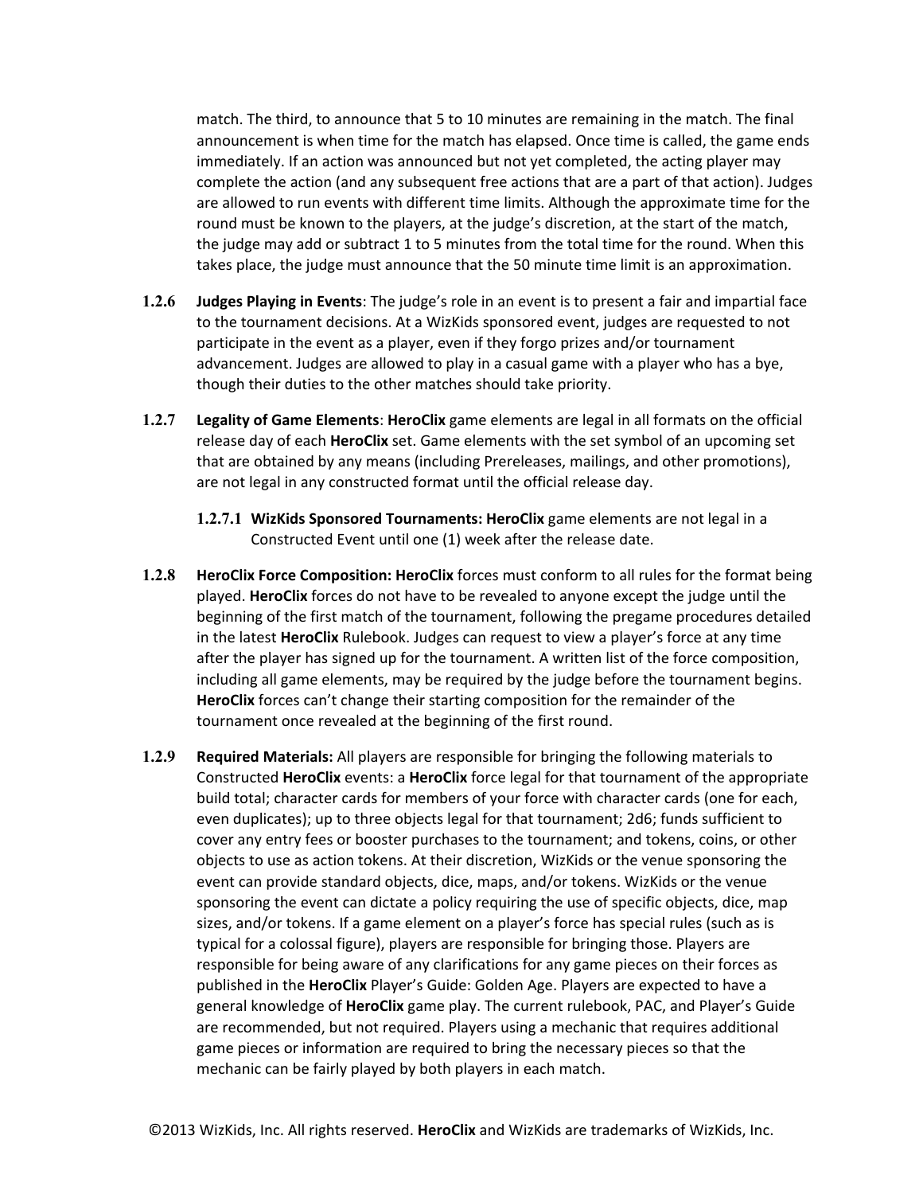match. The third, to announce that 5 to 10 minutes are remaining in the match. The final announcement is when time for the match has elapsed. Once time is called, the game ends immediately. If an action was announced but not yet completed, the acting player may complete the action (and any subsequent free actions that are a part of that action). Judges are allowed to run events with different time limits. Although the approximate time for the round must be known to the players, at the judge's discretion, at the start of the match, the judge may add or subtract 1 to 5 minutes from the total time for the round. When this takes place, the judge must announce that the 50 minute time limit is an approximation.

**1.2.6 Judges Playing in Events**: The judge's role in an event is to present a fair and impartial face to the tournament decisions. At a WizKids sponsored event, judges are requested to not participate in the event as a player, even if they forgo prizes and/or tournament advancement. Judges are allowed to play in a casual game with a player who has a bye, though their duties to the other matches should take priority.

**1.2.7 Legality of Game Elements**: **HeroClix** game elements are legal in all formats on the official release day of each **HeroClix** set. Game elements with the set symbol of an upcoming set that are obtained by any means (including Prereleases, mailings, and other promotions), are not legal in any constructed format until the official release day.

**1.2.7.1 WizKids Sponsored Tournaments: HeroClix** game elements are not legal in a Constructed Event until one (1) week after the release date.

**1.2.8 HeroClix Force Composition: HeroClix** forces must conform to all rules for the format being played. **HeroClix** forces do not have to be revealed to anyone except the judge until the beginning of the first match of the tournament, following the pregame procedures detailed in the latest **HeroClix** Rulebook. Judges can request to view a player's force at any time after the player has signed up for the tournament. A written list of the force composition, including all game elements, may be required by the judge before the tournament begins. **HeroClix** forces can't change their starting composition for the remainder of the tournament once revealed at the beginning of the first round.

**1.2.9 Required Materials:** All players are responsible for bringing the following materials to Constructed **HeroClix** events: a **HeroClix** force legal for that tournament of the appropriate build total; character cards for members of your force with character cards (one for each, even duplicates); up to three objects legal for that tournament; 2d6; funds sufficient to cover any entry fees or booster purchases to the tournament; and tokens, coins, or other objects to use as action tokens. At their discretion, WizKids or the venue sponsoring the event can provide standard objects, dice, maps, and/or tokens. WizKids or the venue sponsoring the event can dictate a policy requiring the use of specific objects, dice, map sizes, and/or tokens. If a game element on a player's force has special rules (such as is typical for a colossal figure), players are responsible for bringing those. Players are responsible for being aware of any clarifications for any game pieces on their forces as published in the **HeroClix** Player's Guide: Golden Age. Players are expected to have a general knowledge of **HeroClix** game play. The current rulebook, PAC, and Player's Guide are recommended, but not required. Players using a mechanic that requires additional game pieces or information are required to bring the necessary pieces so that the mechanic can be fairly played by both players in each match.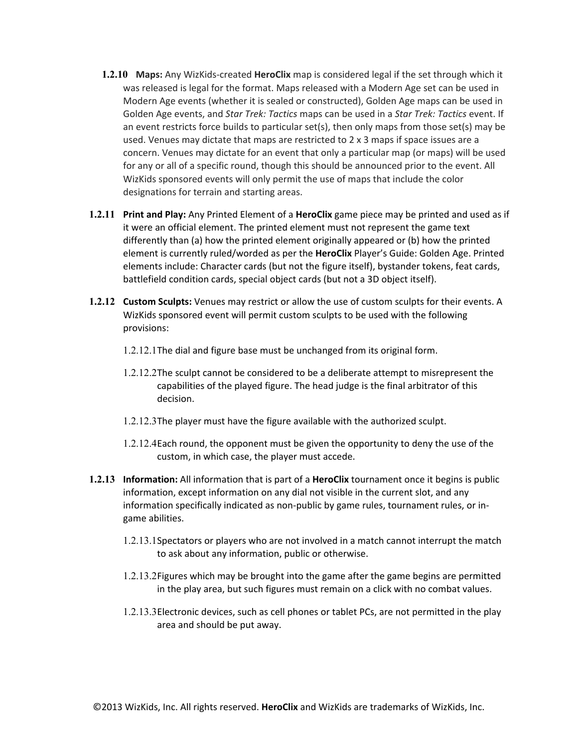**1.2.10 Maps:** Any WizKids-created **HeroClix** map is considered legal if the set through which it was released is legal for the format. Maps released with a Modern Age set can be used in Modern Age events (whether it is sealed or constructed), Golden Age maps can be used in Golden Age events, and *Star Trek: Tactics* maps can be used in a *Star Trek: Tactics* event. If an event restricts force builds to particular set(s), then only maps from those set(s) may be used. Venues may dictate that maps are restricted to 2 x 3 maps if space issues are a concern. Venues may dictate for an event that only a particular map (or maps) will be used for any or all of a specific round, though this should be announced prior to the event. All WizKids sponsored events will only permit the use of maps that include the color designations for terrain and starting areas.

**1.2.11 Print and Play:** Any Printed Element of a **HeroClix** game piece may be printed and used as if it were an official element. The printed element must not represent the game text differently than (a) how the printed element originally appeared or (b) how the printed element is currently ruled/worded as per the **HeroClix** Player's Guide: Golden Age. Printed elements include: Character cards (but not the figure itself), bystander tokens, feat cards, battlefield condition cards, special object cards (but not a 3D object itself).

**1.2.12 Custom Sculpts:** Venues may restrict or allow the use of custom sculpts for their events. A WizKids sponsored event will permit custom sculpts to be used with the following provisions:

1.2.12.1 The dial and figure base must be unchanged from its original form.

1.2.12.2 The sculpt cannot be considered to be a deliberate attempt to misrepresent the capabilities of the played figure. The head judge is the final arbitrator of this decision.

1.2.12.3 The player must have the figure available with the authorized sculpt.

1.2.12.4 Each round, the opponent must be given the opportunity to deny the use of the custom, in which case, the player must accede.

**1.2.13 Information:** All information that is part of a **HeroClix** tournament once it begins is public information, except information on any dial not visible in the current slot, and any information specifically indicated as non-public by game rules, tournament rules, or in-game abilities.

1.2.13.1 Spectators or players who are not involved in a match cannot interrupt the match to ask about any information, public or otherwise.

1.2.13.2 Figures which may be brought into the game after the game begins are permitted in the play area, but such figures must remain on a click with no combat values.

1.2.13.3 Electronic devices, such as cell phones or tablet PCs, are not permitted in the play area and should be put away.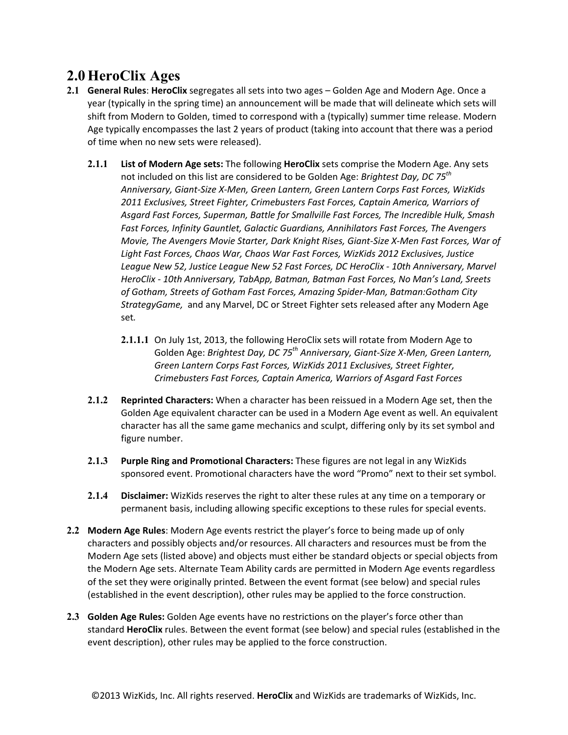# 2.0 HeroClix Ages

**2.1 General Rules**: **HeroClix** segregates all sets into two ages – Golden Age and Modern Age. Once a year (typically in the spring time) an announcement will be made that will delineate which sets will shift from Modern to Golden, timed to correspond with a (typically) summer time release. Modern Age typically encompasses the last 2 years of product (taking into account that there was a period of time when no new sets were released).

**2.1.1 List of Modern Age sets:** The following **HeroClix** sets comprise the Modern Age. Any sets not included on this list are considered to be Golden Age: *Brightest Day, DC 75th Anniversary, Giant-Size X-Men, Green Lantern, Green Lantern Corps Fast Forces, WizKids 2011 Exclusives, Street Fighter, Crimebusters Fast Forces, Captain America, Warriors of Asgard Fast Forces, Superman, Battle for Smallville Fast Forces, The Incredible Hulk, Smash Fast Forces, Infinity Gauntlet, Galactic Guardians, Annihilators Fast Forces, The Avengers Movie, The Avengers Movie Starter, Dark Knight Rises, Giant-Size X-Men Fast Forces, War of Light Fast Forces, Chaos War, Chaos War Fast Forces, WizKids 2012 Exclusives, Justice League New 52, Justice League New 52 Fast Forces, DC HeroClix - 10th Anniversary, Marvel HeroClix - 10th Anniversary, TabApp, Batman, Batman Fast Forces, No Man's Land, Sreets of Gotham, Streets of Gotham Fast Forces, Amazing Spider-Man, Batman:Gotham City StrategyGame,* and any Marvel, DC or Street Fighter sets released after any Modern Age set.

**2.1.1.1** On July 1st, 2013, the following HeroClix sets will rotate from Modern Age to Golden Age: *Brightest Day, DC 75th Anniversary, Giant-Size X-Men, Green Lantern, Green Lantern Corps Fast Forces, WizKids 2011 Exclusives, Street Fighter, Crimebusters Fast Forces, Captain America, Warriors of Asgard Fast Forces*

**2.1.2 Reprinted Characters:** When a character has been reissued in a Modern Age set, then the Golden Age equivalent character can be used in a Modern Age event as well. An equivalent character has all the same game mechanics and sculpt, differing only by its set symbol and figure number.

**2.1.3 Purple Ring and Promotional Characters:** These figures are not legal in any WizKids sponsored event. Promotional characters have the word "Promo" next to their set symbol.

**2.1.4 Disclaimer:** WizKids reserves the right to alter these rules at any time on a temporary or permanent basis, including allowing specific exceptions to these rules for special events.

**2.2 Modern Age Rules**: Modern Age events restrict the player's force to being made up of only characters and possibly objects and/or resources. All characters and resources must be from the Modern Age sets (listed above) and objects must either be standard objects or special objects from the Modern Age sets. Alternate Team Ability cards are permitted in Modern Age events regardless of the set they were originally printed. Between the event format (see below) and special rules (established in the event description), other rules may be applied to the force construction.

**2.3 Golden Age Rules:** Golden Age events have no restrictions on the player's force other than standard **HeroClix** rules. Between the event format (see below) and special rules (established in the event description), other rules may be applied to the force construction.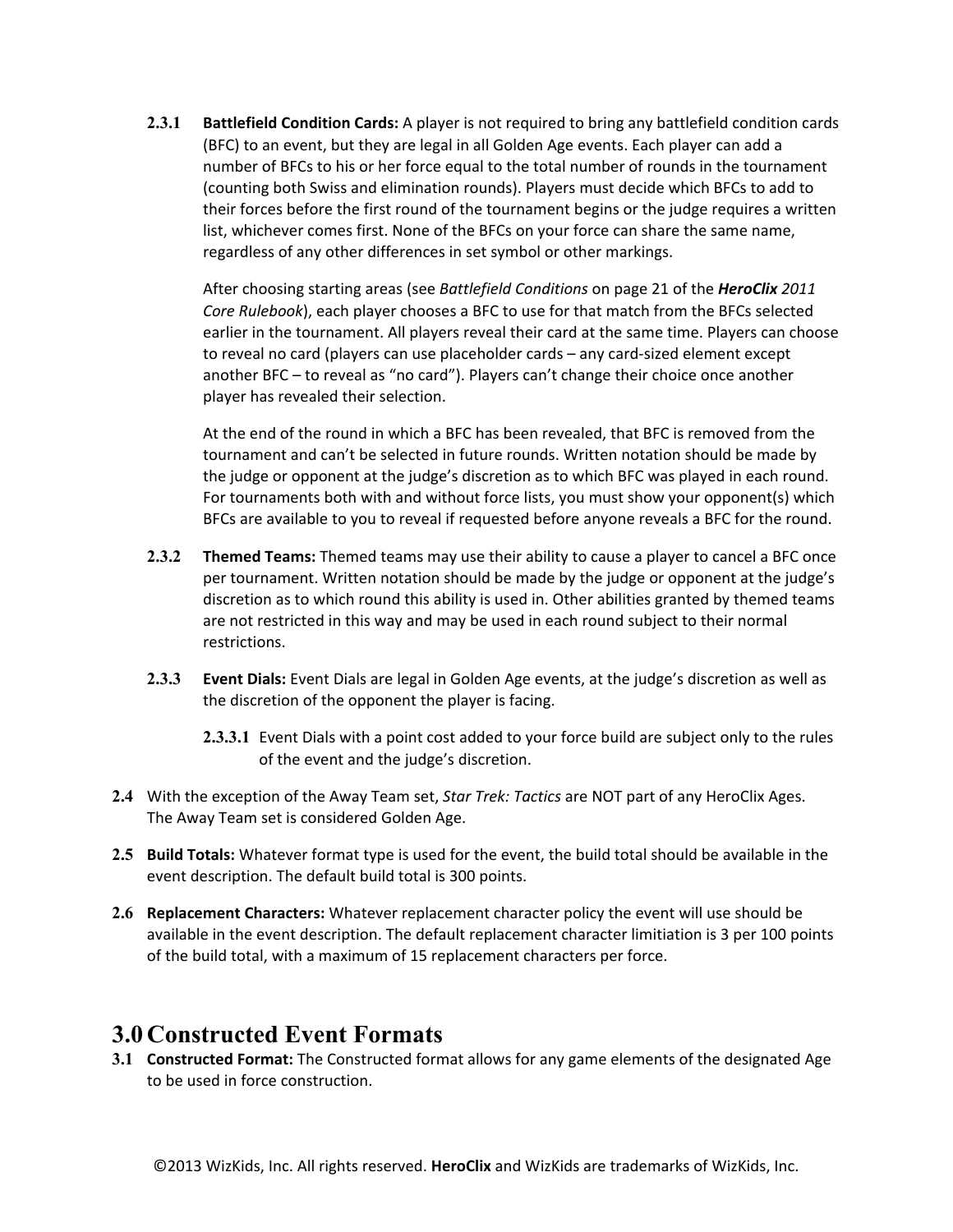**2.3.1 Battlefield Condition Cards:** A player is not required to bring any battlefield condition cards (BFC) to an event, but they are legal in all Golden Age events. Each player can add a number of BFCs to his or her force equal to the total number of rounds in the tournament (counting both Swiss and elimination rounds). Players must decide which BFCs to add to their forces before the first round of the tournament begins or the judge requires a written list, whichever comes first. None of the BFCs on your force can share the same name, regardless of any other differences in set symbol or other markings.

After choosing starting areas (see *Battlefield Conditions* on page 21 of the ***HeroClix** 2011 Core Rulebook*), each player chooses a BFC to use for that match from the BFCs selected earlier in the tournament. All players reveal their card at the same time. Players can choose to reveal no card (players can use placeholder cards – any card-sized element except another BFC – to reveal as "no card"). Players can't change their choice once another player has revealed their selection.

At the end of the round in which a BFC has been revealed, that BFC is removed from the tournament and can't be selected in future rounds. Written notation should be made by the judge or opponent at the judge's discretion as to which BFC was played in each round. For tournaments both with and without force lists, you must show your opponent(s) which BFCs are available to you to reveal if requested before anyone reveals a BFC for the round.

**2.3.2 Themed Teams:** Themed teams may use their ability to cause a player to cancel a BFC once per tournament. Written notation should be made by the judge or opponent at the judge's discretion as to which round this ability is used in. Other abilities granted by themed teams are not restricted in this way and may be used in each round subject to their normal restrictions.

**2.3.3 Event Dials:** Event Dials are legal in Golden Age events, at the judge's discretion as well as the discretion of the opponent the player is facing.

**2.3.3.1** Event Dials with a point cost added to your force build are subject only to the rules of the event and the judge's discretion.

**2.4** With the exception of the Away Team set, *Star Trek: Tactics* are NOT part of any HeroClix Ages. The Away Team set is considered Golden Age.

**2.5 Build Totals:** Whatever format type is used for the event, the build total should be available in the event description. The default build total is 300 points.

**2.6 Replacement Characters:** Whatever replacement character policy the event will use should be available in the event description. The default replacement character limitiation is 3 per 100 points of the build total, with a maximum of 15 replacement characters per force.

# 3.0 Constructed Event Formats

**3.1 Constructed Format:** The Constructed format allows for any game elements of the designated Age to be used in force construction.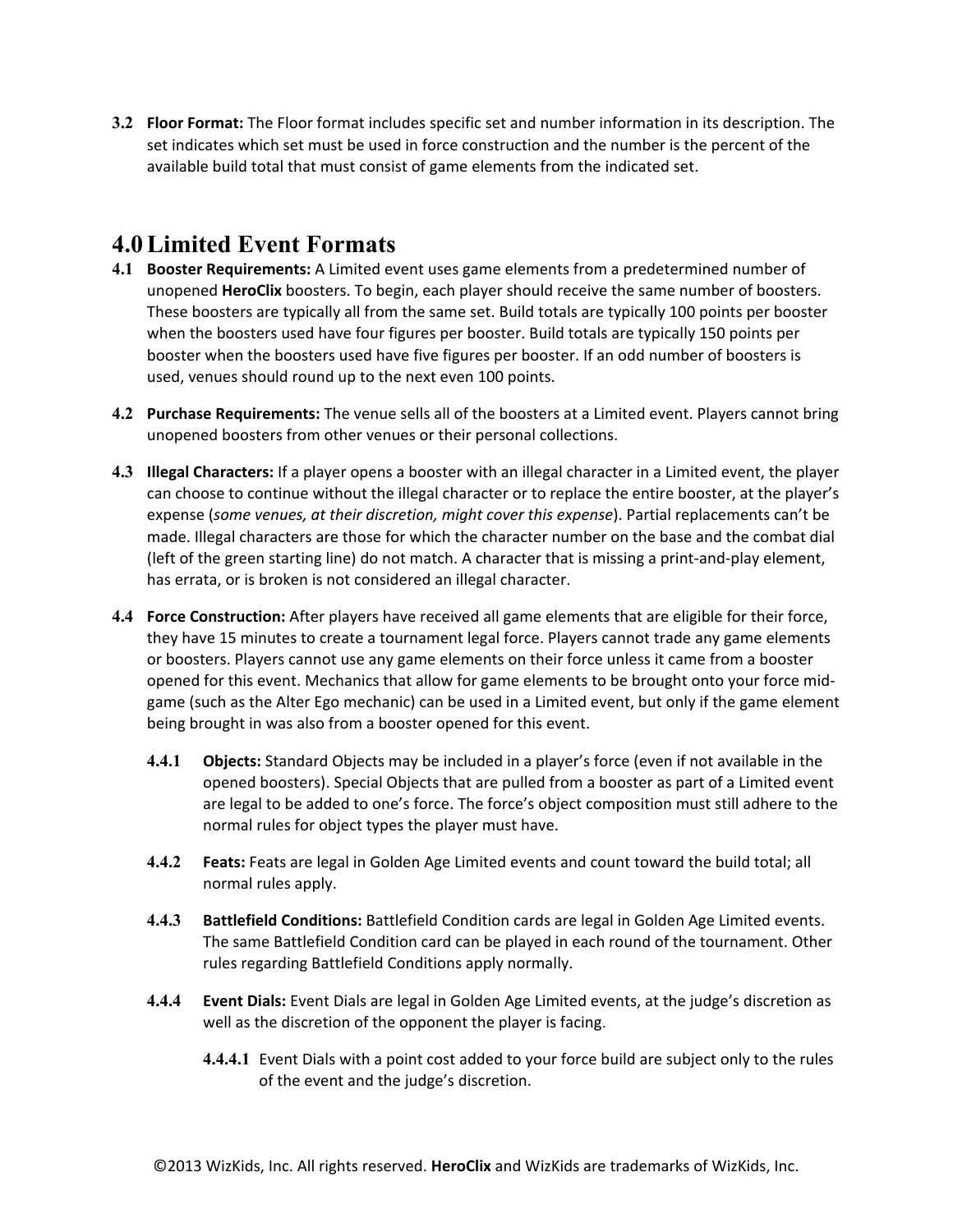**3.2 Floor Format:** The Floor format includes specific set and number information in its description. The set indicates which set must be used in force construction and the number is the percent of the available build total that must consist of game elements from the indicated set.

# 4.0 Limited Event Formats

**4.1 Booster Requirements:** A Limited event uses game elements from a predetermined number of unopened **HeroClix** boosters. To begin, each player should receive the same number of boosters. These boosters are typically all from the same set. Build totals are typically 100 points per booster when the boosters used have four figures per booster. Build totals are typically 150 points per booster when the boosters used have five figures per booster. If an odd number of boosters is used, venues should round up to the next even 100 points.

**4.2 Purchase Requirements:** The venue sells all of the boosters at a Limited event. Players cannot bring unopened boosters from other venues or their personal collections.

**4.3 Illegal Characters:** If a player opens a booster with an illegal character in a Limited event, the player can choose to continue without the illegal character or to replace the entire booster, at the player's expense (*some venues, at their discretion, might cover this expense*). Partial replacements can't be made. Illegal characters are those for which the character number on the base and the combat dial (left of the green starting line) do not match. A character that is missing a print-and-play element, has errata, or is broken is not considered an illegal character.

**4.4 Force Construction:** After players have received all game elements that are eligible for their force, they have 15 minutes to create a tournament legal force. Players cannot trade any game elements or boosters. Players cannot use any game elements on their force unless it came from a booster opened for this event. Mechanics that allow for game elements to be brought onto your force mid-game (such as the Alter Ego mechanic) can be used in a Limited event, but only if the game element being brought in was also from a booster opened for this event.

**4.4.1 Objects:** Standard Objects may be included in a player's force (even if not available in the opened boosters). Special Objects that are pulled from a booster as part of a Limited event are legal to be added to one's force. The force's object composition must still adhere to the normal rules for object types the player must have.

**4.4.2 Feats:** Feats are legal in Golden Age Limited events and count toward the build total; all normal rules apply.

**4.4.3 Battlefield Conditions:** Battlefield Condition cards are legal in Golden Age Limited events. The same Battlefield Condition card can be played in each round of the tournament. Other rules regarding Battlefield Conditions apply normally.

**4.4.4 Event Dials:** Event Dials are legal in Golden Age Limited events, at the judge's discretion as well as the discretion of the opponent the player is facing.

**4.4.4.1** Event Dials with a point cost added to your force build are subject only to the rules of the event and the judge's discretion.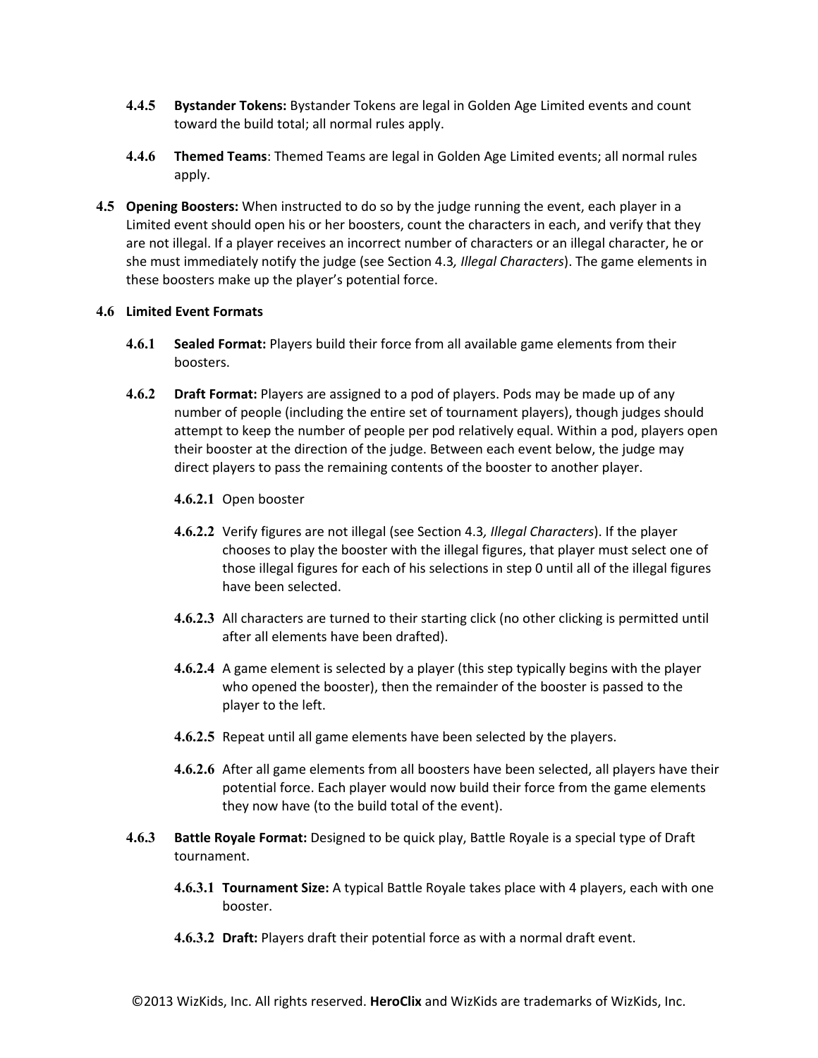**4.4.5 Bystander Tokens:** Bystander Tokens are legal in Golden Age Limited events and count toward the build total; all normal rules apply.

**4.4.6 Themed Teams**: Themed Teams are legal in Golden Age Limited events; all normal rules apply.

**4.5 Opening Boosters:** When instructed to do so by the judge running the event, each player in a Limited event should open his or her boosters, count the characters in each, and verify that they are not illegal. If a player receives an incorrect number of characters or an illegal character, he or she must immediately notify the judge (see Section 4.3*, Illegal Characters*). The game elements in these boosters make up the player's potential force.

**4.6 Limited Event Formats**

**4.6.1 Sealed Format:** Players build their force from all available game elements from their boosters.

**4.6.2 Draft Format:** Players are assigned to a pod of players. Pods may be made up of any number of people (including the entire set of tournament players), though judges should attempt to keep the number of people per pod relatively equal. Within a pod, players open their booster at the direction of the judge. Between each event below, the judge may direct players to pass the remaining contents of the booster to another player.

**4.6.2.1** Open booster

**4.6.2.2** Verify figures are not illegal (see Section 4.3*, Illegal Characters*). If the player chooses to play the booster with the illegal figures, that player must select one of those illegal figures for each of his selections in step 0 until all of the illegal figures have been selected.

**4.6.2.3** All characters are turned to their starting click (no other clicking is permitted until after all elements have been drafted).

**4.6.2.4** A game element is selected by a player (this step typically begins with the player who opened the booster), then the remainder of the booster is passed to the player to the left.

**4.6.2.5** Repeat until all game elements have been selected by the players.

**4.6.2.6** After all game elements from all boosters have been selected, all players have their potential force. Each player would now build their force from the game elements they now have (to the build total of the event).

**4.6.3 Battle Royale Format:** Designed to be quick play, Battle Royale is a special type of Draft tournament.

**4.6.3.1 Tournament Size:** A typical Battle Royale takes place with 4 players, each with one booster.

**4.6.3.2 Draft:** Players draft their potential force as with a normal draft event.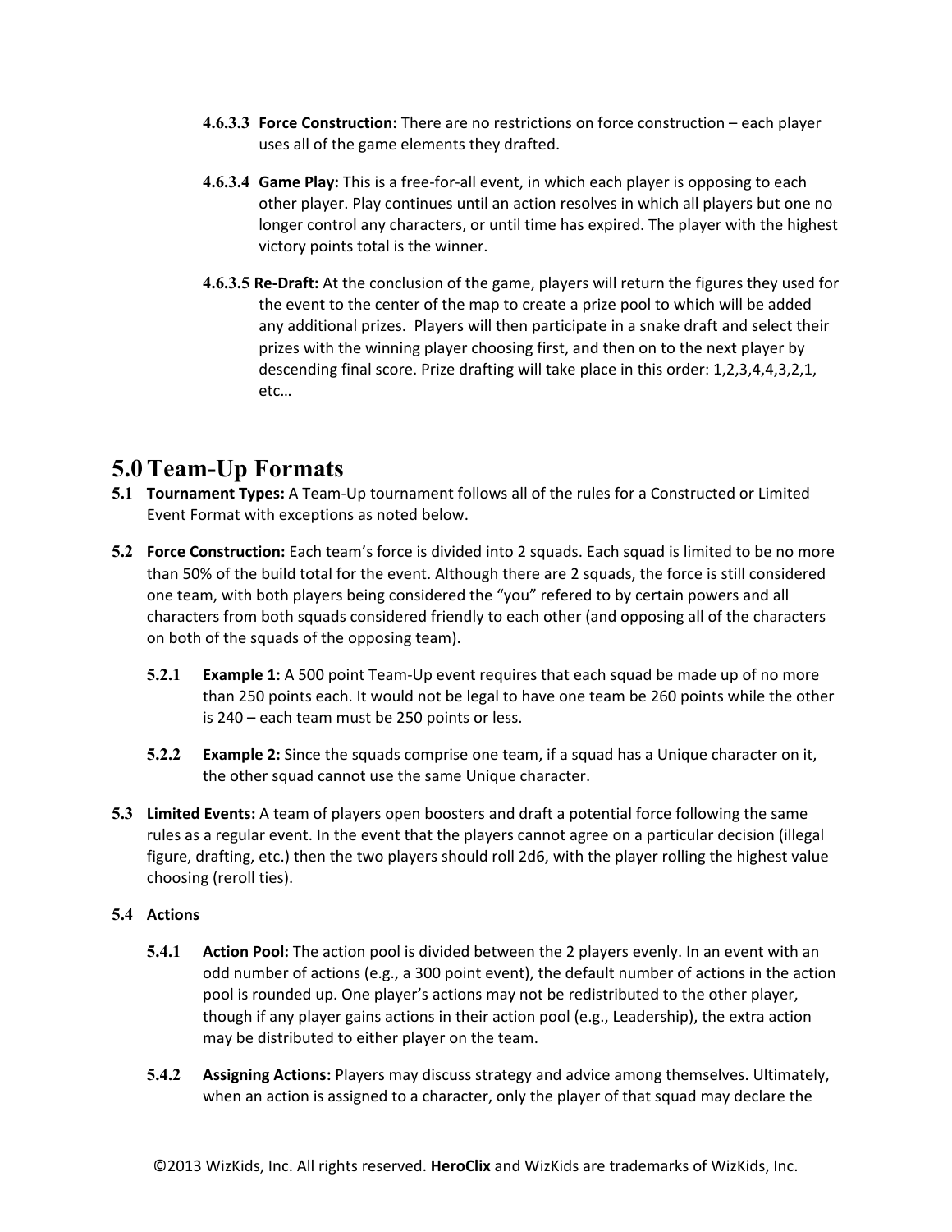**4.6.3.3 Force Construction:** There are no restrictions on force construction – each player uses all of the game elements they drafted.

**4.6.3.4 Game Play:** This is a free-for-all event, in which each player is opposing to each other player. Play continues until an action resolves in which all players but one no longer control any characters, or until time has expired. The player with the highest victory points total is the winner.

**4.6.3.5 Re-Draft:** At the conclusion of the game, players will return the figures they used for the event to the center of the map to create a prize pool to which will be added any additional prizes. Players will then participate in a snake draft and select their prizes with the winning player choosing first, and then on to the next player by descending final score. Prize drafting will take place in this order: 1,2,3,4,4,3,2,1, etc…

# 5.0 Team-Up Formats

**5.1 Tournament Types:** A Team-Up tournament follows all of the rules for a Constructed or Limited Event Format with exceptions as noted below.

**5.2 Force Construction:** Each team's force is divided into 2 squads. Each squad is limited to be no more than 50% of the build total for the event. Although there are 2 squads, the force is still considered one team, with both players being considered the "you" refered to by certain powers and all characters from both squads considered friendly to each other (and opposing all of the characters on both of the squads of the opposing team).

**5.2.1 Example 1:** A 500 point Team-Up event requires that each squad be made up of no more than 250 points each. It would not be legal to have one team be 260 points while the other is 240 – each team must be 250 points or less.

**5.2.2 Example 2:** Since the squads comprise one team, if a squad has a Unique character on it, the other squad cannot use the same Unique character.

**5.3 Limited Events:** A team of players open boosters and draft a potential force following the same rules as a regular event. In the event that the players cannot agree on a particular decision (illegal figure, drafting, etc.) then the two players should roll 2d6, with the player rolling the highest value choosing (reroll ties).

**5.4 Actions**

**5.4.1 Action Pool:** The action pool is divided between the 2 players evenly. In an event with an odd number of actions (e.g., a 300 point event), the default number of actions in the action pool is rounded up. One player's actions may not be redistributed to the other player, though if any player gains actions in their action pool (e.g., Leadership), the extra action may be distributed to either player on the team.

**5.4.2 Assigning Actions:** Players may discuss strategy and advice among themselves. Ultimately, when an action is assigned to a character, only the player of that squad may declare the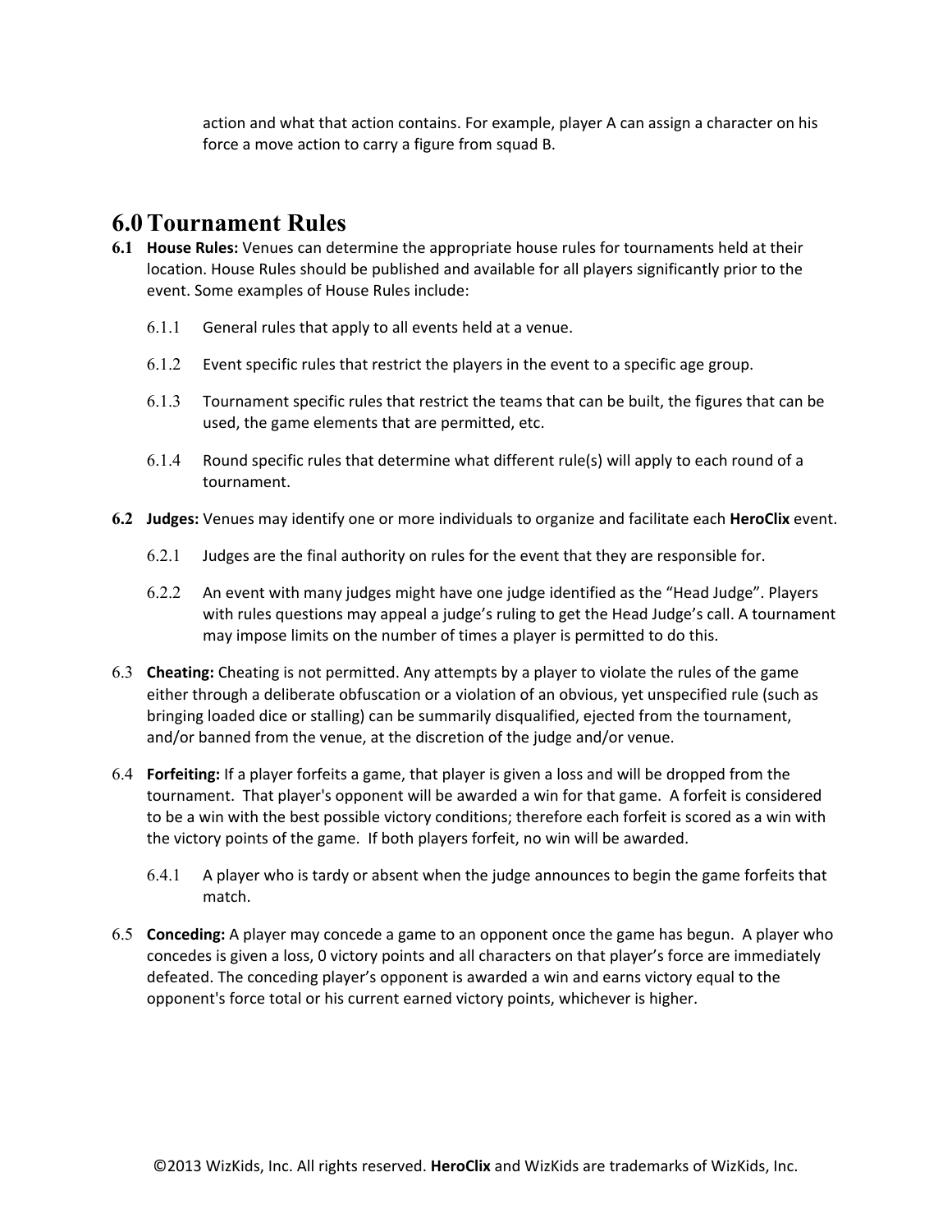action and what that action contains. For example, player A can assign a character on his force a move action to carry a figure from squad B.

# 6.0 Tournament Rules

**6.1 House Rules:** Venues can determine the appropriate house rules for tournaments held at their location. House Rules should be published and available for all players significantly prior to the event. Some examples of House Rules include:

- 6.1.1 General rules that apply to all events held at a venue.
- 6.1.2 Event specific rules that restrict the players in the event to a specific age group.
- 6.1.3 Tournament specific rules that restrict the teams that can be built, the figures that can be used, the game elements that are permitted, etc.
- 6.1.4 Round specific rules that determine what different rule(s) will apply to each round of a tournament.

**6.2 Judges:** Venues may identify one or more individuals to organize and facilitate each **HeroClix** event.

- 6.2.1 Judges are the final authority on rules for the event that they are responsible for.
- 6.2.2 An event with many judges might have one judge identified as the “Head Judge”. Players with rules questions may appeal a judge’s ruling to get the Head Judge’s call. A tournament may impose limits on the number of times a player is permitted to do this.

6.3 **Cheating:** Cheating is not permitted. Any attempts by a player to violate the rules of the game either through a deliberate obfuscation or a violation of an obvious, yet unspecified rule (such as bringing loaded dice or stalling) can be summarily disqualified, ejected from the tournament, and/or banned from the venue, at the discretion of the judge and/or venue.

6.4 **Forfeiting:** If a player forfeits a game, that player is given a loss and will be dropped from the tournament. That player's opponent will be awarded a win for that game. A forfeit is considered to be a win with the best possible victory conditions; therefore each forfeit is scored as a win with the victory points of the game. If both players forfeit, no win will be awarded.

- 6.4.1 A player who is tardy or absent when the judge announces to begin the game forfeits that match.

6.5 **Conceding:** A player may concede a game to an opponent once the game has begun. A player who concedes is given a loss, 0 victory points and all characters on that player’s force are immediately defeated. The conceding player’s opponent is awarded a win and earns victory equal to the opponent's force total or his current earned victory points, whichever is higher.